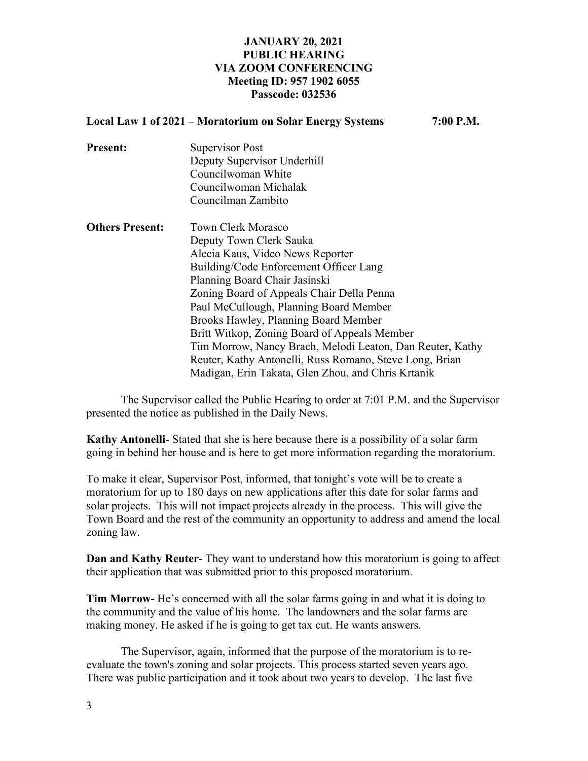**JANUARY 20, 2021**
**PUBLIC HEARING**
**VIA ZOOM CONFERENCING**
**Meeting ID: 957 1902 6055**
**Passcode: 032536**

**Local Law 1 of 2021 – Moratorium on Solar Energy Systems 7:00 P.M.**

**Present:**
Supervisor Post
Deputy Supervisor Underhill
Councilwoman White
Councilwoman Michalak
Councilman Zambito

**Others Present:**
Town Clerk Morasco
Deputy Town Clerk Sauka
Alecia Kaus, Video News Reporter
Building/Code Enforcement Officer Lang
Planning Board Chair Jasinski
Zoning Board of Appeals Chair Della Penna
Paul McCullough, Planning Board Member
Brooks Hawley, Planning Board Member
Britt Witkop, Zoning Board of Appeals Member
Tim Morrow, Nancy Brach, Melodi Leaton, Dan Reuter, Kathy Reuter, Kathy Antonelli, Russ Romano, Steve Long, Brian Madigan, Erin Takata, Glen Zhou, and Chris Krtanik

The Supervisor called the Public Hearing to order at 7:01 P.M. and the Supervisor presented the notice as published in the Daily News.

**Kathy Antonelli**- Stated that she is here because there is a possibility of a solar farm going in behind her house and is here to get more information regarding the moratorium.

To make it clear, Supervisor Post, informed, that tonight's vote will be to create a moratorium for up to 180 days on new applications after this date for solar farms and solar projects. This will not impact projects already in the process. This will give the Town Board and the rest of the community an opportunity to address and amend the local zoning law.

**Dan and Kathy Reuter**- They want to understand how this moratorium is going to affect their application that was submitted prior to this proposed moratorium.

**Tim Morrow-** He's concerned with all the solar farms going in and what it is doing to the community and the value of his home. The landowners and the solar farms are making money. He asked if he is going to get tax cut. He wants answers.

The Supervisor, again, informed that the purpose of the moratorium is to re-evaluate the town's zoning and solar projects. This process started seven years ago. There was public participation and it took about two years to develop. The last five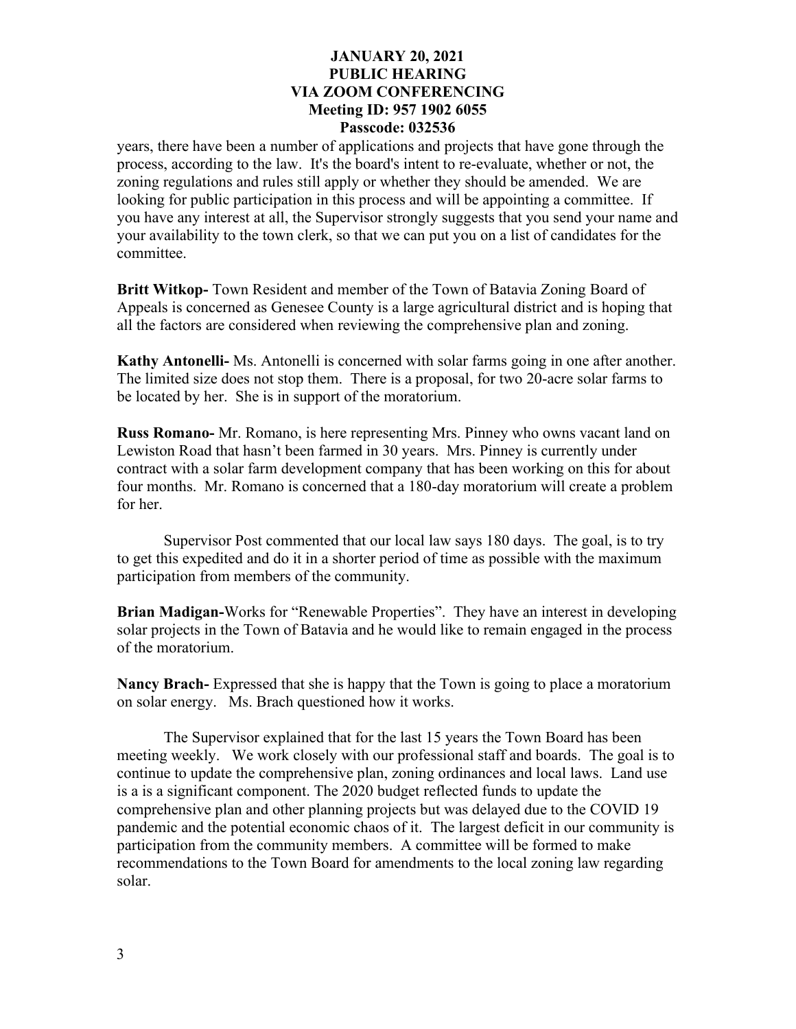years, there have been a number of applications and projects that have gone through the process, according to the law. It's the board's intent to re-evaluate, whether or not, the zoning regulations and rules still apply or whether they should be amended. We are looking for public participation in this process and will be appointing a committee. If you have any interest at all, the Supervisor strongly suggests that you send your name and your availability to the town clerk, so that we can put you on a list of candidates for the committee.

**Britt Witkop-** Town Resident and member of the Town of Batavia Zoning Board of Appeals is concerned as Genesee County is a large agricultural district and is hoping that all the factors are considered when reviewing the comprehensive plan and zoning.

**Kathy Antonelli-** Ms. Antonelli is concerned with solar farms going in one after another. The limited size does not stop them. There is a proposal, for two 20-acre solar farms to be located by her. She is in support of the moratorium.

**Russ Romano-** Mr. Romano, is here representing Mrs. Pinney who owns vacant land on Lewiston Road that hasn't been farmed in 30 years. Mrs. Pinney is currently under contract with a solar farm development company that has been working on this for about four months. Mr. Romano is concerned that a 180-day moratorium will create a problem for her.

Supervisor Post commented that our local law says 180 days. The goal, is to try to get this expedited and do it in a shorter period of time as possible with the maximum participation from members of the community.

**Brian Madigan-**Works for "Renewable Properties". They have an interest in developing solar projects in the Town of Batavia and he would like to remain engaged in the process of the moratorium.

**Nancy Brach-** Expressed that she is happy that the Town is going to place a moratorium on solar energy. Ms. Brach questioned how it works.

The Supervisor explained that for the last 15 years the Town Board has been meeting weekly. We work closely with our professional staff and boards. The goal is to continue to update the comprehensive plan, zoning ordinances and local laws. Land use is a is a significant component. The 2020 budget reflected funds to update the comprehensive plan and other planning projects but was delayed due to the COVID 19 pandemic and the potential economic chaos of it. The largest deficit in our community is participation from the community members. A committee will be formed to make recommendations to the Town Board for amendments to the local zoning law regarding solar.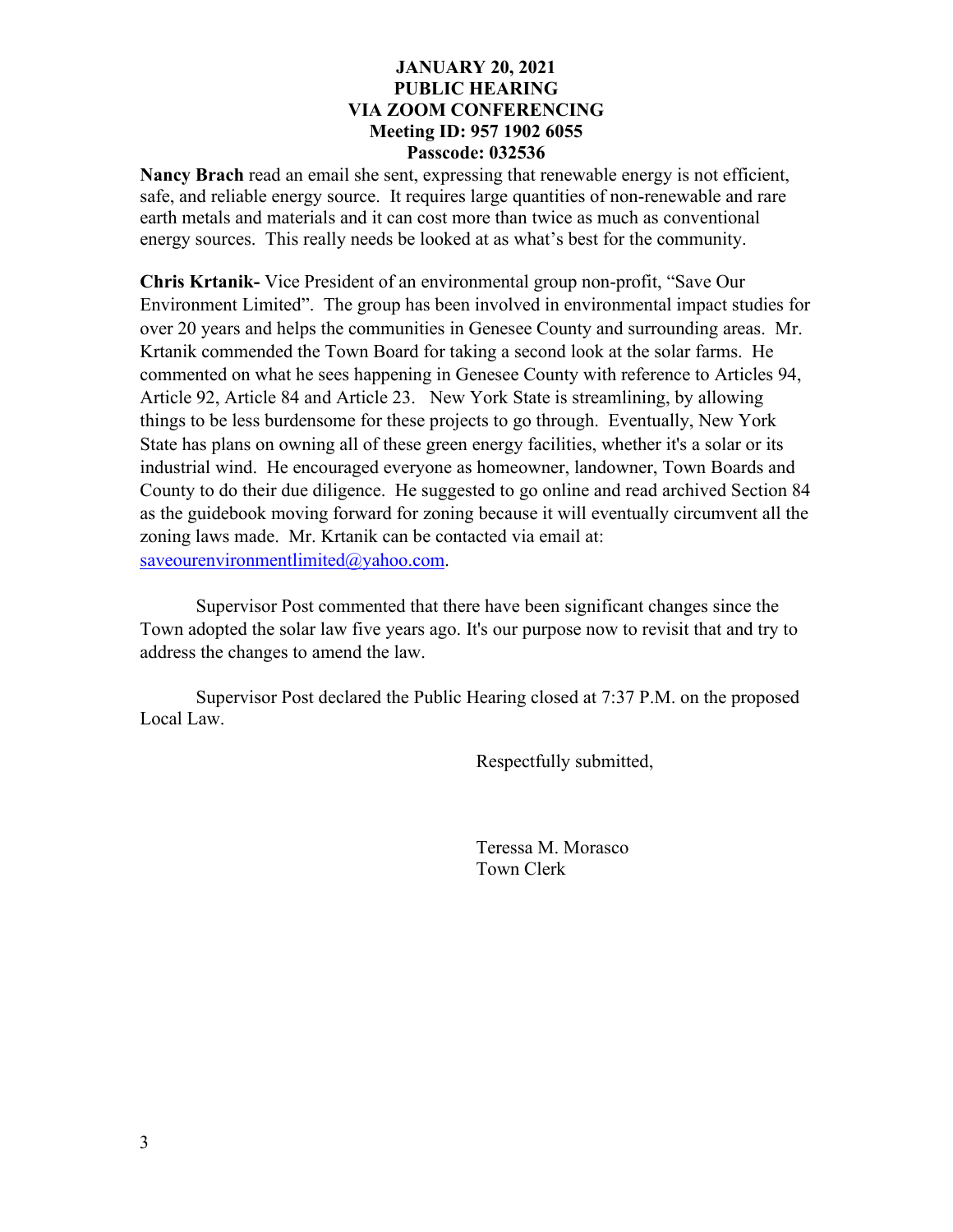**JANUARY 20, 2021**
**PUBLIC HEARING**
**VIA ZOOM CONFERENCING**
**Meeting ID: 957 1902 6055**
**Passcode: 032536**

**Nancy Brach** read an email she sent, expressing that renewable energy is not efficient, safe, and reliable energy source. It requires large quantities of non-renewable and rare earth metals and materials and it can cost more than twice as much as conventional energy sources. This really needs be looked at as what's best for the community.

**Chris Krtanik-** Vice President of an environmental group non-profit, "Save Our Environment Limited". The group has been involved in environmental impact studies for over 20 years and helps the communities in Genesee County and surrounding areas. Mr. Krtanik commended the Town Board for taking a second look at the solar farms. He commented on what he sees happening in Genesee County with reference to Articles 94, Article 92, Article 84 and Article 23. New York State is streamlining, by allowing things to be less burdensome for these projects to go through. Eventually, New York State has plans on owning all of these green energy facilities, whether it's a solar or its industrial wind. He encouraged everyone as homeowner, landowner, Town Boards and County to do their due diligence. He suggested to go online and read archived Section 84 as the guidebook moving forward for zoning because it will eventually circumvent all the zoning laws made. Mr. Krtanik can be contacted via email at: saveourenvironmentlimited@yahoo.com.

Supervisor Post commented that there have been significant changes since the Town adopted the solar law five years ago. It's our purpose now to revisit that and try to address the changes to amend the law.

Supervisor Post declared the Public Hearing closed at 7:37 P.M. on the proposed Local Law.

Respectfully submitted,

Teressa M. Morasco
Town Clerk